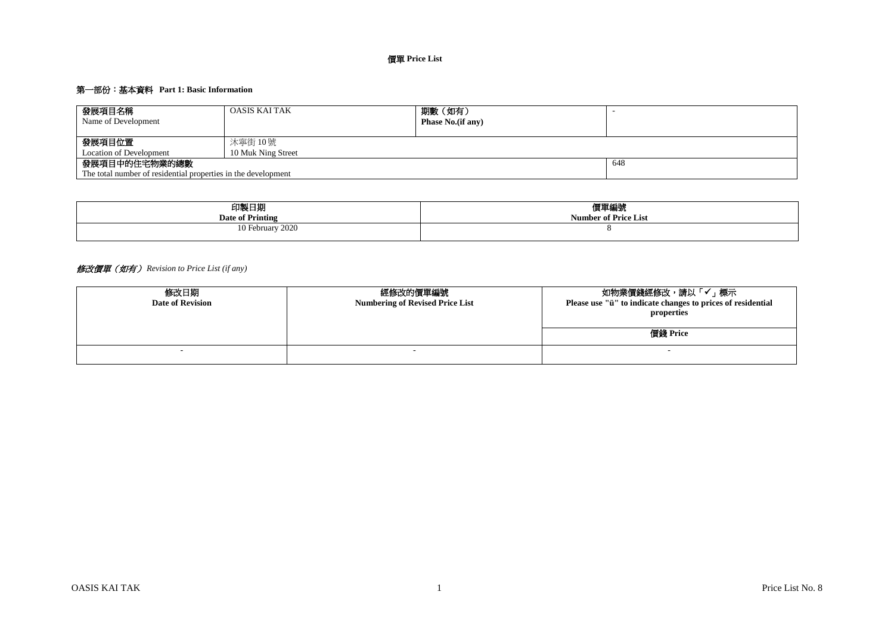# 價單 Price List

## 第一部份：基本資料 Part 1: Basic Information

| 發展項目名稱<br>Name of Development | OASIS KAI TAK | **期數（如有）<br>Phase No.(if any)** | - |
|---|---|---|---|
| **發展項目位置**<br>Location of Development | 沐寧街 10 號<br>10 Muk Ning Street | | |
| **發展項目中的住宅物業的總數**<br>The total number of residential properties in the development | | | 648 |

| 印製日期<br>**Date of Printing** | 價單編號<br>**Number of Price List** |
|---|---|
| 10 February 2020 | 8 |

### *修改價單（如有） Revision to Price List (if any)*

| 修改日期<br>**Date of Revision** | 經修改的價單編號<br>**Numbering of Revised Price List** | 如物業價錢經修改，請以「✓」標示<br>**Please use "ü" to indicate changes to prices of residential properties** |
|---|---|---|
| | | **價錢 Price** |
| - | - | - |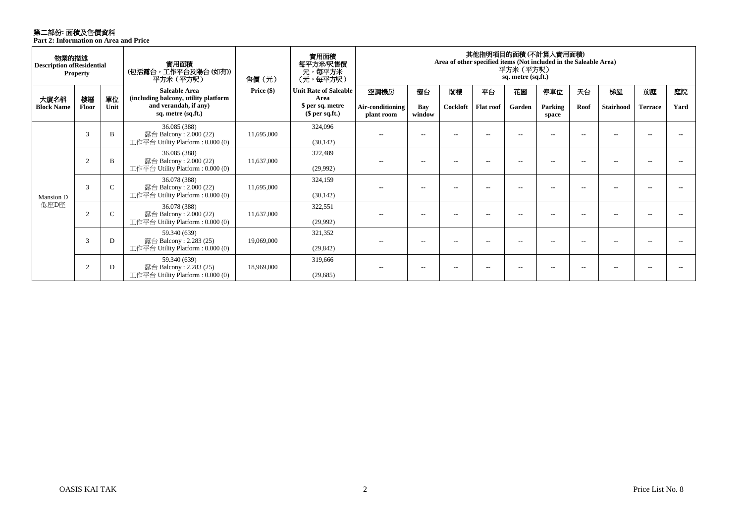# 第二部份: 面積及售價資料
**Part 2: Information on Area and Price**

| 物業的描述 Description of Residential Property | | | 實用面積 (包括露台，工作平台及陽台 (如有)) 平方米（平方呎） | 售價（元） | 實用面積 每平方米/呎售價 元，每平方米 （元，每平方呎） | 其他指明項目的面積 (不計算入實用面積) Area of other specified items (Not included in the Saleable Area) 平方米（平方呎） sq. metre (sq.ft.) | | | | | | | | | |
|---|---|---|---|---|---|---|---|---|---|---|---|---|---|---|---|
| 大廈名稱 Block Name | 樓層 Floor | 單位 Unit | Saleable Area (including balcony, utility platform and verandah, if any) sq. metre (sq.ft.) | Price ($) | Unit Rate of Saleable Area $ per sq. metre ($ per sq.ft.) | 空調機房 Air-conditioning plant room | 窗台 Bay window | 閣樓 Cockloft | 平台 Flat roof | 花園 Garden | 停車位 Parking space | 天台 Roof | 梯屋 Stairhood | 前庭 Terrace | 庭院 Yard |
| Mansion D 低座D座 | 3 | B | 36.085 (388) 露台 Balcony : 2.000 (22) 工作平台 Utility Platform : 0.000 (0) | 11,695,000 | 324,096 (30,142) | -- | -- | -- | -- | -- | -- | -- | -- | -- | -- |
| | 2 | B | 36.085 (388) 露台 Balcony : 2.000 (22) 工作平台 Utility Platform : 0.000 (0) | 11,637,000 | 322,489 (29,992) | -- | -- | -- | -- | -- | -- | -- | -- | -- | -- |
| | 3 | C | 36.078 (388) 露台 Balcony : 2.000 (22) 工作平台 Utility Platform : 0.000 (0) | 11,695,000 | 324,159 (30,142) | -- | -- | -- | -- | -- | -- | -- | -- | -- | -- |
| | 2 | C | 36.078 (388) 露台 Balcony : 2.000 (22) 工作平台 Utility Platform : 0.000 (0) | 11,637,000 | 322,551 (29,992) | -- | -- | -- | -- | -- | -- | -- | -- | -- | -- |
| | 3 | D | 59.340 (639) 露台 Balcony : 2.283 (25) 工作平台 Utility Platform : 0.000 (0) | 19,069,000 | 321,352 (29,842) | -- | -- | -- | -- | -- | -- | -- | -- | -- | -- |
| | 2 | D | 59.340 (639) 露台 Balcony : 2.283 (25) 工作平台 Utility Platform : 0.000 (0) | 18,969,000 | 319,666 (29,685) | -- | -- | -- | -- | -- | -- | -- | -- | -- | -- |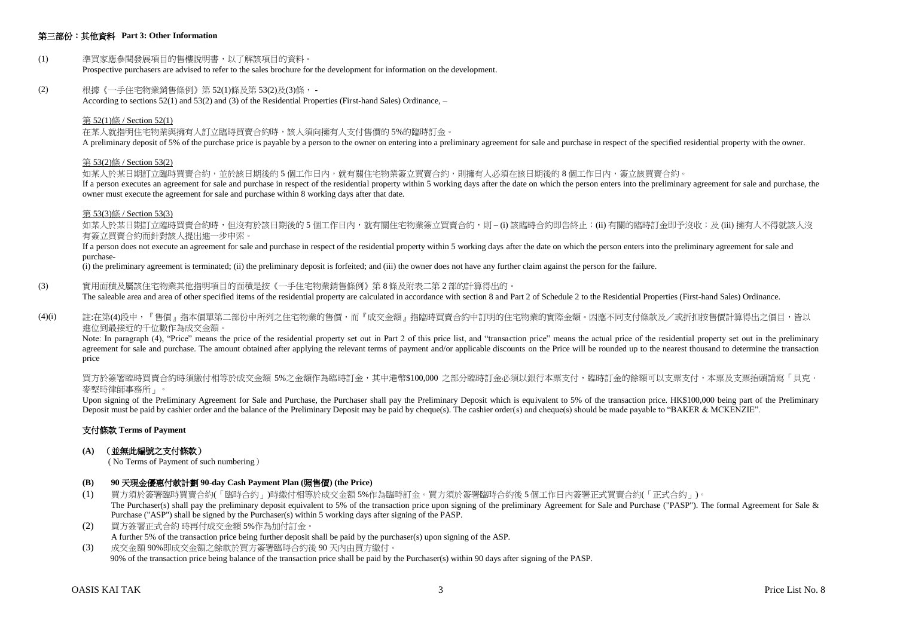### 第三部份：其他資料 Part 3: Other Information

(1) 準買家應參閱發展項目的售樓說明書，以了解該項目的資料。
Prospective purchasers are advised to refer to the sales brochure for the development for information on the development.

(2) 根據《一手住宅物業銷售條例》第 52(1)條及第 53(2)及(3)條， -
According to sections 52(1) and 53(2) and (3) of the Residential Properties (First-hand Sales) Ordinance, –

第 52(1)條 / Section 52(1)

在某人就指明住宅物業與擁有人訂立臨時買賣合約時，該人須向擁有人支付售價的 5%的臨時訂金。
A preliminary deposit of 5% of the purchase price is payable by a person to the owner on entering into a preliminary agreement for sale and purchase in respect of the specified residential property with the owner.

第 53(2)條 / Section 53(2)

如某人於某日期訂立臨時買賣合約，並於該日期後的 5 個工作日內，就有關住宅物業簽立買賣合約，則擁有人必須在該日期後的 8 個工作日內，簽立該買賣合約。
If a person executes an agreement for sale and purchase in respect of the residential property within 5 working days after the date on which the person enters into the preliminary agreement for sale and purchase, the owner must execute the agreement for sale and purchase within 8 working days after that date.

第 53(3)條 / Section 53(3)

如某人於某日期訂立臨時買賣合約時，但沒有於該日期後的 5 個工作日內，就有關住宅物業簽立買賣合約，則 – (i) 該臨時合約即告終止；(ii) 有關的臨時訂金即予沒收；及 (iii) 擁有人不得就該人沒有簽立買賣合約而針對該人提出進一步申索。
If a person does not execute an agreement for sale and purchase in respect of the residential property within 5 working days after the date on which the person enters into the preliminary agreement for sale and purchase-
(i) the preliminary agreement is terminated; (ii) the preliminary deposit is forfeited; and (iii) the owner does not have any further claim against the person for the failure.

(3) 實用面積及屬該住宅物業其他指明項目的面積是按《一手住宅物業銷售條例》第 8 條及附表二第 2 部的計算得出的。
The saleable area and area of other specified items of the residential property are calculated in accordance with section 8 and Part 2 of Schedule 2 to the Residential Properties (First-hand Sales) Ordinance.

(4)(i) 註:在第(4)段中，『售價』指本價單第二部份中所列之住宅物業的售價，而『成交金額』指臨時買賣合約中訂明的住宅物業的實際金額。因應不同支付條款及／或折扣按售價計算得出之價目，皆以進位到最接近的千位數作為成交金額。
Note: In paragraph (4), "Price" means the price of the residential property set out in Part 2 of this price list, and "transaction price" means the actual price of the residential property set out in the preliminary agreement for sale and purchase. The amount obtained after applying the relevant terms of payment and/or applicable discounts on the Price will be rounded up to the nearest thousand to determine the transaction price

買方於簽署臨時買賣合約時須繳付相等於成交金額 5%之金額作為臨時訂金，其中港幣$100,000 之部分臨時訂金必須以銀行本票支付，臨時訂金的餘額可以支票支付，本票及支票抬頭請寫「貝克．麥堅時律師事務所」。
Upon signing of the Preliminary Agreement for Sale and Purchase, the Purchaser shall pay the Preliminary Deposit which is equivalent to 5% of the transaction price. HK$100,000 being part of the Preliminary Deposit must be paid by cashier order and the balance of the Preliminary Deposit may be paid by cheque(s). The cashier order(s) and cheque(s) should be made payable to "BAKER & MCKENZIE".

**支付條款 Terms of Payment**

**(A) （並無此編號之支付條款）**
( No Terms of Payment of such numbering )

**(B) 90 天現金優惠付款計劃 90-day Cash Payment Plan (照售價) (the Price)**

(1) 買方須於簽署臨時買賣合約(「臨時合約」)時繳付相等於成交金額 5%作為臨時訂金。買方須於簽署臨時合約後 5 個工作日內簽署正式買賣合約(「正式合約」)。
The Purchaser(s) shall pay the preliminary deposit equivalent to 5% of the transaction price upon signing of the preliminary Agreement for Sale and Purchase ("PASP"). The formal Agreement for Sale & Purchase ("ASP") shall be signed by the Purchaser(s) within 5 working days after signing of the PASP.

(2) 買方簽署正式合約 時再付成交金額 5%作為加付訂金。
A further 5% of the transaction price being further deposit shall be paid by the purchaser(s) upon signing of the ASP.

(3) 成交金額 90%即成交金額之餘款於買方簽署臨時合約後 90 天內由買方繳付。
90% of the transaction price being balance of the transaction price shall be paid by the Purchaser(s) within 90 days after signing of the PASP.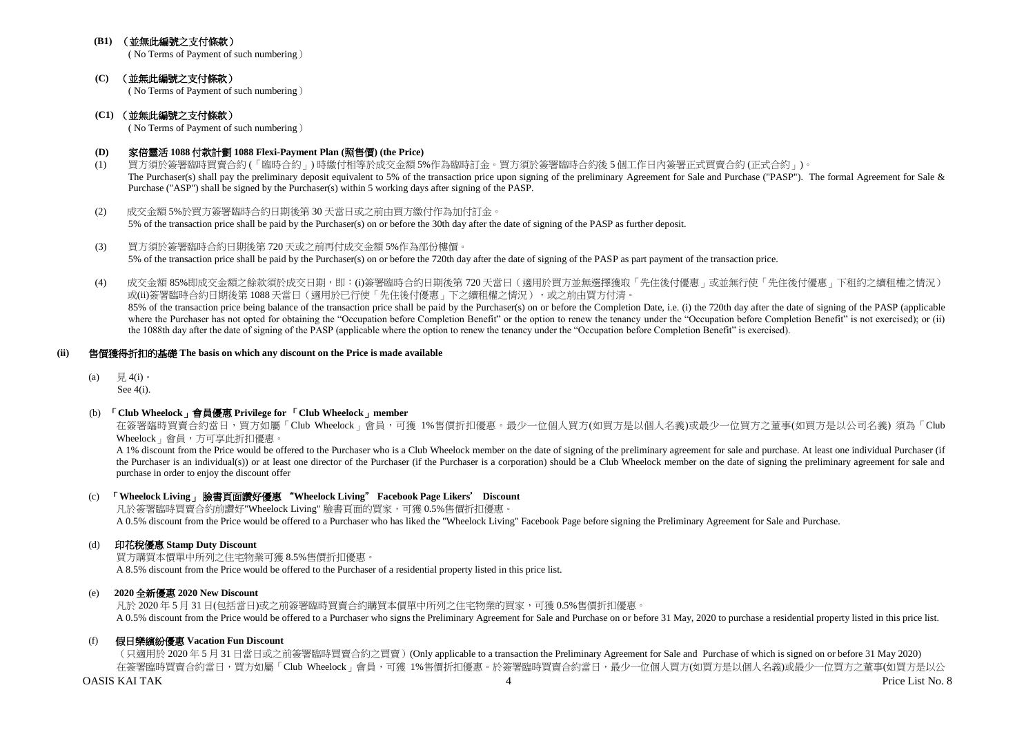**(B1)** （並無此編號之支付條款）

( No Terms of Payment of such numbering )

**(C)** （並無此編號之支付條款）

( No Terms of Payment of such numbering )

**(C1)** （並無此編號之支付條款）

( No Terms of Payment of such numbering )

**(D) 家倍靈活 1088 付款計劃 1088 Flexi-Payment Plan (照售價) (the Price)**

(1) 買方須於簽署臨時買賣合約 (「臨時合約」) 時繳付相等於成交金額 5%作為臨時訂金。買方須於簽署臨時合約後 5 個工作日內簽署正式買賣合約 (正式合約」)。
The Purchaser(s) shall pay the preliminary deposit equivalent to 5% of the transaction price upon signing of the preliminary Agreement for Sale and Purchase ("PASP"). The formal Agreement for Sale & Purchase ("ASP") shall be signed by the Purchaser(s) within 5 working days after signing of the PASP.

(2) 成交金額 5%於買方簽署臨時合約日期後第 30 天當日或之前由買方繳付作為加付訂金。
5% of the transaction price shall be paid by the Purchaser(s) on or before the 30th day after the date of signing of the PASP as further deposit.

(3) 買方須於簽署臨時合約日期後第 720 天或之前再付成交金額 5%作為部份樓價。
5% of the transaction price shall be paid by the Purchaser(s) on or before the 720th day after the date of signing of the PASP as part payment of the transaction price.

(4) 成交金額 85%即成交金額之餘款須於成交日期，即：(i)簽署臨時合約日期後第 720 天當日（適用於買方並無選擇獲取「先住後付優惠」或並無行使「先住後付優惠」下租約之續租權之情況）或(ii)簽署臨時合約日期後第 1088 天當日（適用於已行使「先住後付優惠」下之續租權之情況），或之前由買方付清。
85% of the transaction price being balance of the transaction price shall be paid by the Purchaser(s) on or before the Completion Date, i.e. (i) the 720th day after the date of signing of the PASP (applicable where the Purchaser has not opted for obtaining the "Occupation before Completion Benefit" or the option to renew the tenancy under the "Occupation before Completion Benefit" is not exercised); or (ii) the 1088th day after the date of signing of the PASP (applicable where the option to renew the tenancy under the "Occupation before Completion Benefit" is exercised).

## (ii) 售價獲得折扣的基礎 The basis on which any discount on the Price is made available

(a) 見 4(i)。
See 4(i).

(b) **「Club Wheelock」會員優惠 Privilege for 「Club Wheelock」member**

在簽署臨時買賣合約當日，買方如屬「Club Wheelock」會員，可獲 1%售價折扣優惠。最少一位個人買方(如買方是以個人名義)或最少一位買方之董事(如買方是以公司名義) 須為「Club Wheelock」會員，方可享此折扣優惠。

A 1% discount from the Price would be offered to the Purchaser who is a Club Wheelock member on the date of signing of the preliminary agreement for sale and purchase. At least one individual Purchaser (if the Purchaser is an individual(s)) or at least one director of the Purchaser (if the Purchaser is a corporation) should be a Club Wheelock member on the date of signing the preliminary agreement for sale and purchase in order to enjoy the discount offer

(c) **「Wheelock Living」 臉書頁面讚好優惠 "Wheelock Living" Facebook Page Likers' Discount**

凡於簽署臨時買賣合約前讚好"Wheelock Living" 臉書頁面的買家，可獲 0.5%售價折扣優惠。

A 0.5% discount from the Price would be offered to a Purchaser who has liked the "Wheelock Living" Facebook Page before signing the Preliminary Agreement for Sale and Purchase.

(d) **印花稅優惠 Stamp Duty Discount**

買方購買本價單中所列之住宅物業可獲 8.5%售價折扣優惠。

A 8.5% discount from the Price would be offered to the Purchaser of a residential property listed in this price list.

(e) **2020 全新優惠 2020 New Discount**

凡於 2020 年 5 月 31 日(包括當日)或之前簽署臨時買賣合約購買本價單中所列之住宅物業的買家，可獲 0.5%售價折扣優惠。

A 0.5% discount from the Price would be offered to a Purchaser who signs the Preliminary Agreement for Sale and Purchase on or before 31 May, 2020 to purchase a residential property listed in this price list.

(f) **假日樂繽紛優惠 Vacation Fun Discount**

（只適用於 2020 年 5 月 31 日當日或之前簽署臨時買賣合約之買賣）(Only applicable to a transaction the Preliminary Agreement for Sale and Purchase of which is signed on or before 31 May 2020)

在簽署臨時買賣合約當日，買方如屬「Club Wheelock」會員，可獲 1%售價折扣優惠。於簽署臨時買賣合約當日，最少一位個人買方(如買方是以個人名義)或最少一位買方之董事(如買方是以公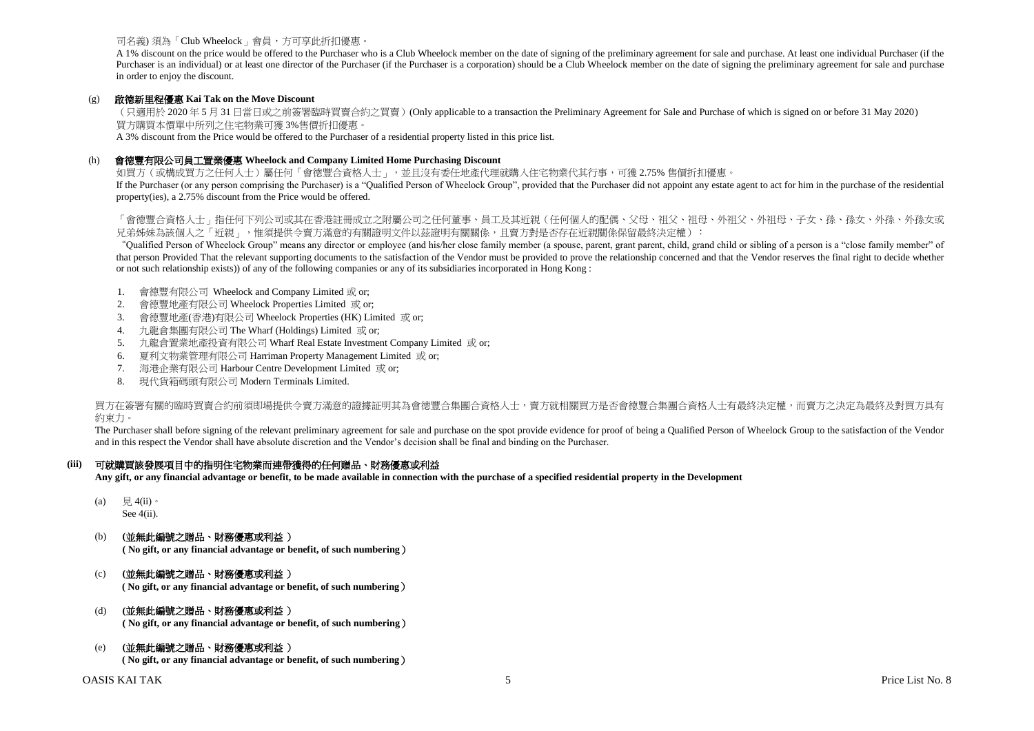司名義) 須為「Club Wheelock」會員，方可享此折扣優惠。

A 1% discount on the price would be offered to the Purchaser who is a Club Wheelock member on the date of signing of the preliminary agreement for sale and purchase. At least one individual Purchaser (if the Purchaser is an individual) or at least one director of the Purchaser (if the Purchaser is a corporation) should be a Club Wheelock member on the date of signing the preliminary agreement for sale and purchase in order to enjoy the discount.

(g) **啟德新里程優惠 Kai Tak on the Move Discount**

（只適用於 2020 年 5 月 31 日當日或之前簽署臨時買賣合約之買賣）(Only applicable to a transaction the Preliminary Agreement for Sale and Purchase of which is signed on or before 31 May 2020)

買方購買本價單中所列之住宅物業可獲 3%售價折扣優惠。

A 3% discount from the Price would be offered to the Purchaser of a residential property listed in this price list.

(h) **會德豐有限公司員工置業優惠 Wheelock and Company Limited Home Purchasing Discount**

如買方（或構成買方之任何人士）屬任何「會德豐合資格人士」，並且沒有委任地產代理就購入住宅物業代其行事，可獲 2.75% 售價折扣優惠。

If the Purchaser (or any person comprising the Purchaser) is a "Qualified Person of Wheelock Group", provided that the Purchaser did not appoint any estate agent to act for him in the purchase of the residential property(ies), a 2.75% discount from the Price would be offered.

「會德豐合資格人士」指任何下列公司或其在香港註冊成立之附屬公司之任何董事、員工及其近親（任何個人的配偶、父母、祖父、祖母、外祖父、外祖母、子女、孫、孫女、外孫、外孫女或兄弟姊妹為該個人之「近親」，惟須提供令賣方滿意的有關證明文件以茲證明有關關係，且賣方對是否存在近親關係保留最終決定權）：

"Qualified Person of Wheelock Group" means any director or employee (and his/her close family member (a spouse, parent, grant parent, child, grand child or sibling of a person is a "close family member" of that person Provided That the relevant supporting documents to the satisfaction of the Vendor must be provided to prove the relationship concerned and that the Vendor reserves the final right to decide whether or not such relationship exists)) of any of the following companies or any of its subsidiaries incorporated in Hong Kong :

1. 會德豐有限公司 Wheelock and Company Limited 或 or;
2. 會德豐地產有限公司 Wheelock Properties Limited 或 or;
3. 會德豐地產(香港)有限公司 Wheelock Properties (HK) Limited 或 or;
4. 九龍倉集團有限公司 The Wharf (Holdings) Limited 或 or;
5. 九龍倉置業地產投資有限公司 Wharf Real Estate Investment Company Limited 或 or;
6. 夏利文物業管理有限公司 Harriman Property Management Limited 或 or;
7. 海港企業有限公司 Harbour Centre Development Limited 或 or;
8. 現代貨箱碼頭有限公司 Modern Terminals Limited.

買方在簽署有關的臨時買賣合約前須即場提供令賣方滿意的證據證明其為會德豐合集團合資格人士，賣方就相關買方是否會德豐合集團合資格人士有最終決定權，而賣方之決定為最終及對買方具有約束力。

The Purchaser shall before signing of the relevant preliminary agreement for sale and purchase on the spot provide evidence for proof of being a Qualified Person of Wheelock Group to the satisfaction of the Vendor and in this respect the Vendor shall have absolute discretion and the Vendor's decision shall be final and binding on the Purchaser.

### (iii) 可就購買該發展項目中的指明住宅物業而連帶獲得的任何贈品、財務優惠或利益
**Any gift, or any financial advantage or benefit, to be made available in connection with the purchase of a specified residential property in the Development**

(a) 見 4(ii)。
See 4(ii).

(b) **(並無此編號之贈品、財務優惠或利益 )**
**( No gift, or any financial advantage or benefit, of such numbering )**

(c) **(並無此編號之贈品、財務優惠或利益 )**
**( No gift, or any financial advantage or benefit, of such numbering )**

(d) **(並無此編號之贈品、財務優惠或利益 )**
**( No gift, or any financial advantage or benefit, of such numbering )**

(e) **(並無此編號之贈品、財務優惠或利益 )**
**( No gift, or any financial advantage or benefit, of such numbering )**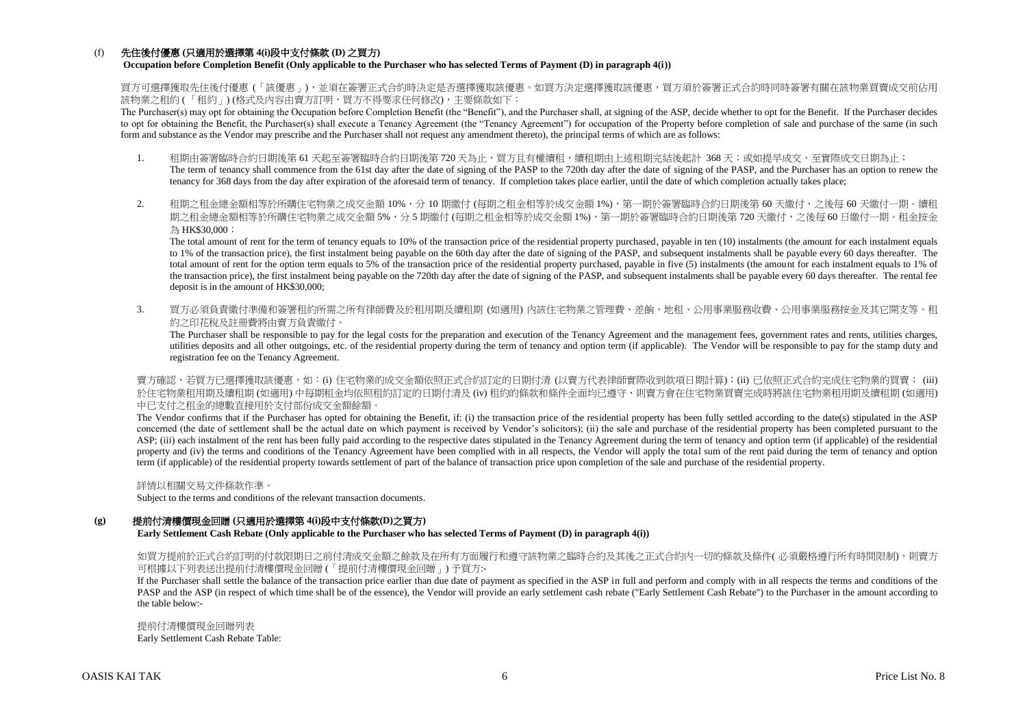(f) **先住後付優惠 (只適用於選擇第 4(i)段中支付條款 (D) 之買方)**
**Occupation before Completion Benefit (Only applicable to the Purchaser who has selected Terms of Payment (D) in paragraph 4(i))**

買方可選擇獲取先住後付優惠 (「該優惠」)，並須在簽署正式合約時決定是否選擇獲取該優惠。如買方決定選擇獲取該優惠，買方須於簽署正式合約時同時簽署有關在該物業買賣成交前佔用該物業之租約 (「租約」) (格式及內容由賣方訂明，買方不得要求任何修改)，主要條款如下：

The Purchaser(s) may opt for obtaining the Occupation before Completion Benefit (the "Benefit"), and the Purchaser shall, at signing of the ASP, decide whether to opt for the Benefit. If the Purchaser decides to opt for obtaining the Benefit, the Purchaser(s) shall execute a Tenancy Agreement (the "Tenancy Agreement") for occupation of the Property before completion of sale and purchase of the same (in such form and substance as the Vendor may prescribe and the Purchaser shall not request any amendment thereto), the principal terms of which are as follows:

1. 租期由簽署臨時合約日期後第 61 天起至簽署臨時合約日期後第 720 天為止，買方且有權續租，續租期由上述租期完結後起計 368 天；或如提早成交，至實際成交日期為止；
   The term of tenancy shall commence from the 61st day after the date of signing of the PASP to the 720th day after the date of signing of the PASP, and the Purchaser has an option to renew the tenancy for 368 days from the day after expiration of the aforesaid term of tenancy. If completion takes place earlier, until the date of which completion actually takes place;

2. 租期之租金總金額相等於所購住宅物業之成交金額 10%，分 10 期繳付 (每期之租金相等於成交金額 1%)，第一期於簽署臨時合約日期後第 60 天繳付，之後每 60 天繳付一期。續租期之租金總金額相等於所購住宅物業之成交金額 5%，分 5 期繳付 (每期之租金相等於成交金額 1%)，第一期於簽署臨時合約日期後第 720 天繳付，之後每 60 日繳付一期。租金按金為 HK$30,000；
   The total amount of rent for the term of tenancy equals to 10% of the transaction price of the residential property purchased, payable in ten (10) instalments (the amount for each instalment equals to 1% of the transaction price), the first instalment being payable on the 60th day after the date of signing of the PASP, and subsequent instalments shall be payable every 60 days thereafter. The total amount of rent for the option term equals to 5% of the transaction price of the residential property purchased, payable in five (5) instalments (the amount for each instalment equals to 1% of the transaction price), the first instalment being payable on the 720th day after the date of signing of the PASP, and subsequent instalments shall be payable every 60 days thereafter. The rental fee deposit is in the amount of HK$30,000;

3. 買方必須負責繳付準備和簽署租約所需之所有律師費及於租用期及續租期 (如適用) 內該住宅物業之管理費、差餉、地租、公用事業服務收費、公用事業服務按金及其它開支等。租約之印花稅及註冊費將由賣方負責繳付。
   The Purchaser shall be responsible to pay for the legal costs for the preparation and execution of the Tenancy Agreement and the management fees, government rates and rents, utilities charges, utilities deposits and all other outgoings, etc. of the residential property during the term of tenancy and option term (if applicable). The Vendor will be responsible to pay for the stamp duty and registration fee on the Tenancy Agreement.

賣方確認，若買方已選擇獲取該優惠，如：(i) 住宅物業的成交金額依照正式合約訂定的日期付清 (以賣方代表律師實際收到款項日期計算)；(ii) 已依照正式合約完成住宅物業的買賣； (iii) 於住宅物業租用期及續租期 (如適用) 中每期租金均依照租約訂定的日期付清及 (iv) 租約的條款和條件全面均已遵守，則賣方會在住宅物業買賣完成時將該住宅物業租用期及續租期 (如適用) 中已支付之租金的總數直接用於支付部份成交金額餘額。

The Vendor confirms that if the Purchaser has opted for obtaining the Benefit, if: (i) the transaction price of the residential property has been fully settled according to the date(s) stipulated in the ASP concerned (the date of settlement shall be the actual date on which payment is received by Vendor's solicitors); (ii) the sale and purchase of the residential property has been completed pursuant to the ASP; (iii) each instalment of the rent has been fully paid according to the respective dates stipulated in the Tenancy Agreement during the term of tenancy and option term (if applicable) of the residential property and (iv) the terms and conditions of the Tenancy Agreement have been complied with in all respects, the Vendor will apply the total sum of the rent paid during the term of tenancy and option term (if applicable) of the residential property towards settlement of part of the balance of transaction price upon completion of the sale and purchase of the residential property.

詳情以相關交易文件條款作準。
Subject to the terms and conditions of the relevant transaction documents.

(g) **提前付清樓價現金回贈 (只適用於選擇第 4(i)段中支付條款(D)之買方)**
**Early Settlement Cash Rebate (Only applicable to the Purchaser who has selected Terms of Payment (D) in paragraph 4(i))**

如買方提前於正式合約訂明的付款限期日之前付清成交金額之餘款及在所有方面履行和遵守該物業之臨時合約及其後之正式合約內一切的條款及條件( 必須嚴格遵行所有時間限制)，則賣方可根據以下列表送出提前付清樓價現金回贈 (「提前付清樓價現金回贈」) 予買方:-

If the Purchaser shall settle the balance of the transaction price earlier than due date of payment as specified in the ASP in full and perform and comply with in all respects the terms and conditions of the PASP and the ASP (in respect of which time shall be of the essence), the Vendor will provide an early settlement cash rebate ("Early Settlement Cash Rebate") to the Purchaser in the amount according to the table below:-

提前付清樓價現金回贈列表
Early Settlement Cash Rebate Table: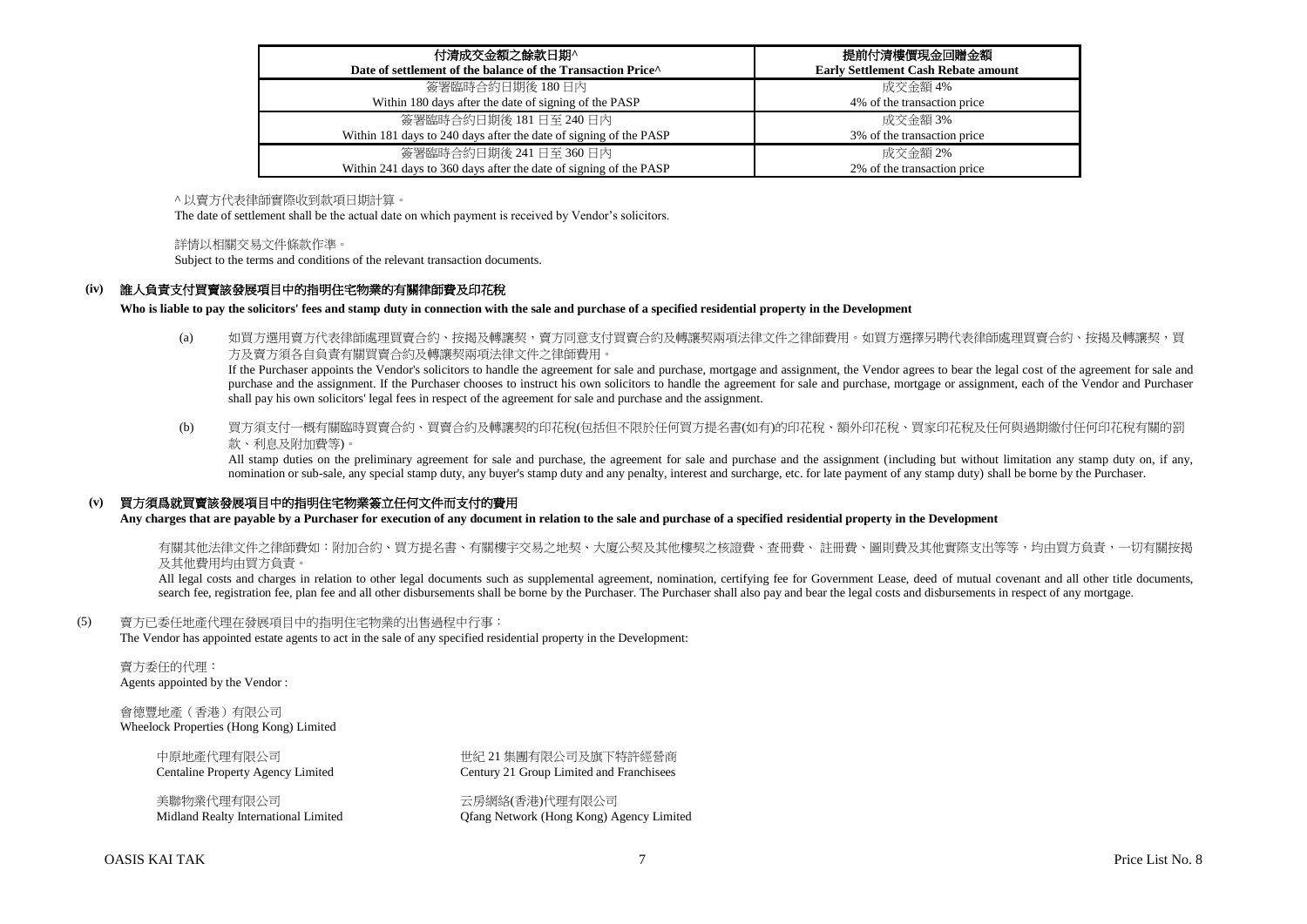| 付清成交金額之餘款日期^ Date of settlement of the balance of the Transaction Price^ | 提前付清樓價現金回贈金額 Early Settlement Cash Rebate amount |
|---|---|
| 簽署臨時合約日期後 180 日內 Within 180 days after the date of signing of the PASP | 成交金額 4% 4% of the transaction price |
| 簽署臨時合約日期後 181 日至 240 日內 Within 181 days to 240 days after the date of signing of the PASP | 成交金額 3% 3% of the transaction price |
| 簽署臨時合約日期後 241 日至 360 日內 Within 241 days to 360 days after the date of signing of the PASP | 成交金額 2% 2% of the transaction price |

^ 以賣方代表律師實際收到款項日期計算。
The date of settlement shall be the actual date on which payment is received by Vendor's solicitors.

詳情以相關交易文件條款作準。
Subject to the terms and conditions of the relevant transaction documents.

### (iv) 誰人負責支付買賣該發展項目中的指明住宅物業的有關律師費及印花稅
**Who is liable to pay the solicitors' fees and stamp duty in connection with the sale and purchase of a specified residential property in the Development**

(a) 如買方選用賣方代表律師處理買賣合約、按揭及轉讓契，賣方同意支付買賣合約及轉讓契兩項法律文件之律師費用。如買方選擇另聘代表律師處理買賣合約、按揭及轉讓契，買方及賣方須各自負責有關買賣合約及轉讓契兩項法律文件之律師費用。
If the Purchaser appoints the Vendor's solicitors to handle the agreement for sale and purchase, mortgage and assignment, the Vendor agrees to bear the legal cost of the agreement for sale and purchase and the assignment. If the Purchaser chooses to instruct his own solicitors to handle the agreement for sale and purchase, mortgage or assignment, each of the Vendor and Purchaser shall pay his own solicitors' legal fees in respect of the agreement for sale and purchase and the assignment.

(b) 買方須支付一概有關臨時買賣合約、買賣合約及轉讓契的印花稅(包括但不限於任何買方提名書(如有)的印花稅、額外印花稅、買家印花稅及任何與過期繳付任何印花稅有關的罰款、利息及附加費等)。
All stamp duties on the preliminary agreement for sale and purchase, the agreement for sale and purchase and the assignment (including but without limitation any stamp duty on, if any, nomination or sub-sale, any special stamp duty, any buyer's stamp duty and any penalty, interest and surcharge, etc. for late payment of any stamp duty) shall be borne by the Purchaser.

### (v) 買方須爲就買賣該發展項目中的指明住宅物業簽立任何文件而支付的費用
**Any charges that are payable by a Purchaser for execution of any document in relation to the sale and purchase of a specified residential property in the Development**

有關其他法律文件之律師費如：附加合約、買方提名書、有關樓宇交易之地契、大廈公契及其他樓契之核證費、查冊費、 註冊費、圖則費及其他實際支出等等，均由買方負責，一切有關按揭及其他費用均由買方負責。
All legal costs and charges in relation to other legal documents such as supplemental agreement, nomination, certifying fee for Government Lease, deed of mutual covenant and all other title documents, search fee, registration fee, plan fee and all other disbursements shall be borne by the Purchaser. The Purchaser shall also pay and bear the legal costs and disbursements in respect of any mortgage.

(5) 賣方已委任地產代理在發展項目中的指明住宅物業的出售過程中行事：
The Vendor has appointed estate agents to act in the sale of any specified residential property in the Development:

賣方委任的代理：
Agents appointed by the Vendor :

會德豐地產（香港）有限公司
Wheelock Properties (Hong Kong) Limited

中原地產代理有限公司
Centaline Property Agency Limited

世紀 21 集團有限公司及旗下特許經營商
Century 21 Group Limited and Franchisees

美聯物業代理有限公司
Midland Realty International Limited

云房網絡(香港)代理有限公司
Qfang Network (Hong Kong) Agency Limited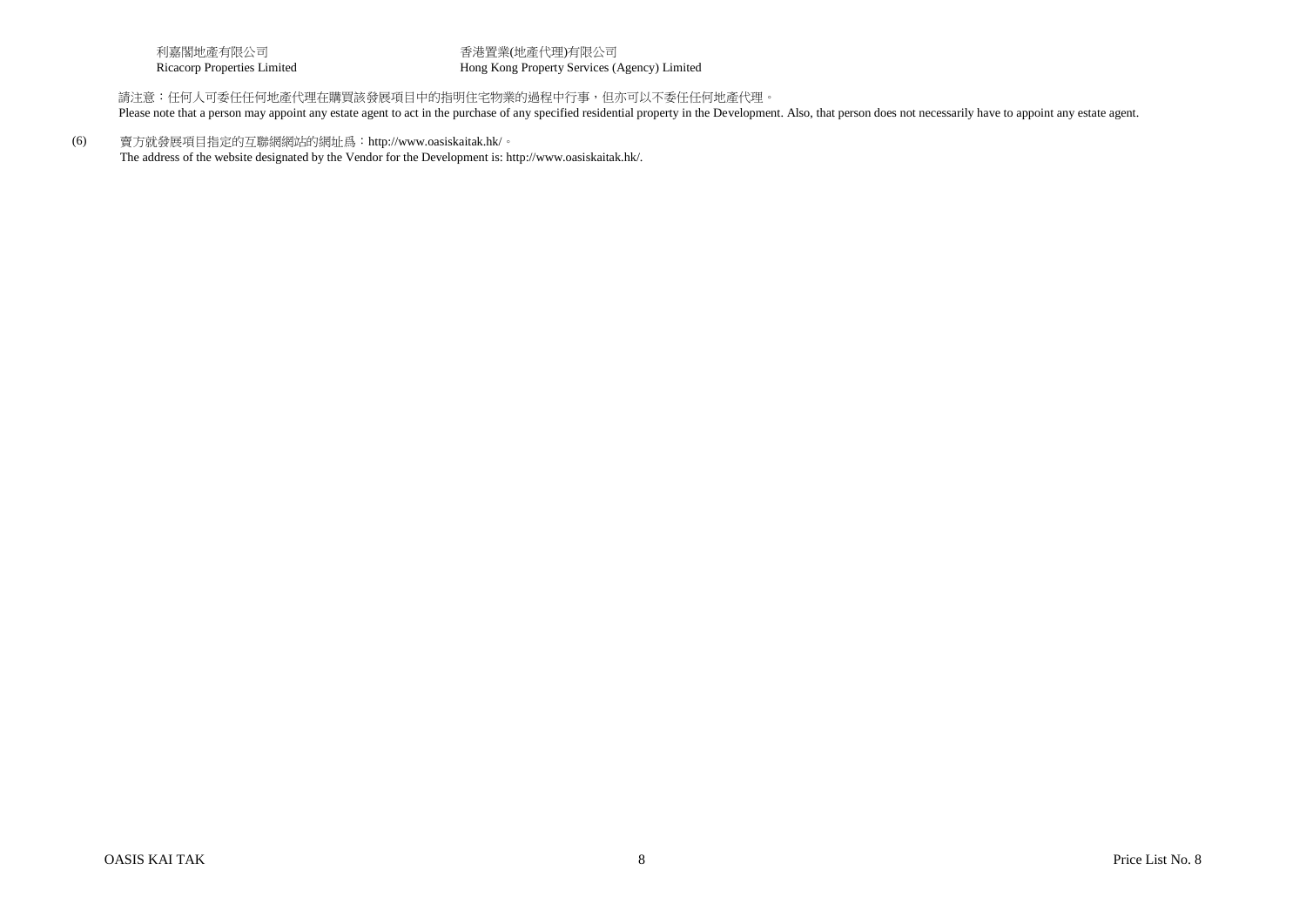| | |
|---|---|
| 利嘉閣地產有限公司<br>Ricacorp Properties Limited | 香港置業(地產代理)有限公司<br>Hong Kong Property Services (Agency) Limited |

請注意：任何人可委任任何地產代理在購買該發展項目中的指明住宅物業的過程中行事，但亦可以不委任任何地產代理。
Please note that a person may appoint any estate agent to act in the purchase of any specified residential property in the Development. Also, that person does not necessarily have to appoint any estate agent.

(6) 賣方就發展項目指定的互聯網網站的網址爲：http://www.oasiskaitak.hk/。
The address of the website designated by the Vendor for the Development is: http://www.oasiskaitak.hk/.